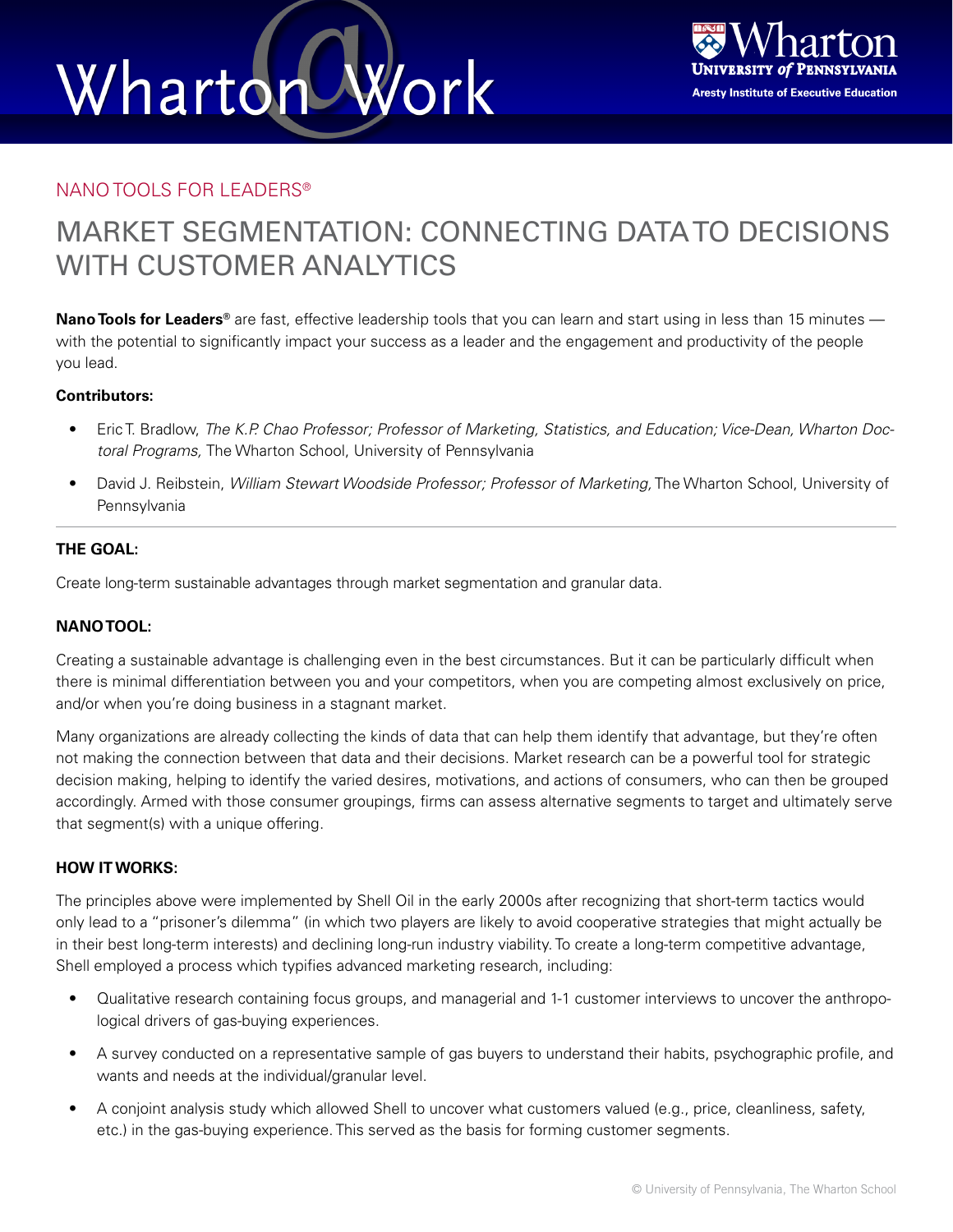NANO TOOLS FOR LEADERS®

# MARKET SEGMENTATION: CONNECTING DATA TO DECISIONS WITH CUSTOMER ANALYTICS

**Nano Tools for Leaders®** are fast, effective leadership tools that you can learn and start using in less than 15 minutes — with the potential to significantly impact your success as a leader and the engagement and productivity of the people you lead.

**Contributors:**

- Eric T. Bradlow, *The K.P. Chao Professor; Professor of Marketing, Statistics, and Education; Vice-Dean, Wharton Doctoral Programs,* The Wharton School, University of Pennsylvania
- David J. Reibstein, *William Stewart Woodside Professor; Professor of Marketing,* The Wharton School, University of Pennsylvania

---

**THE GOAL:**

Create long-term sustainable advantages through market segmentation and granular data.

**NANO TOOL:**

Creating a sustainable advantage is challenging even in the best circumstances. But it can be particularly difficult when there is minimal differentiation between you and your competitors, when you are competing almost exclusively on price, and/or when you're doing business in a stagnant market.

Many organizations are already collecting the kinds of data that can help them identify that advantage, but they're often not making the connection between that data and their decisions. Market research can be a powerful tool for strategic decision making, helping to identify the varied desires, motivations, and actions of consumers, who can then be grouped accordingly. Armed with those consumer groupings, firms can assess alternative segments to target and ultimately serve that segment(s) with a unique offering.

**HOW IT WORKS:**

The principles above were implemented by Shell Oil in the early 2000s after recognizing that short-term tactics would only lead to a "prisoner's dilemma" (in which two players are likely to avoid cooperative strategies that might actually be in their best long-term interests) and declining long-run industry viability. To create a long-term competitive advantage, Shell employed a process which typifies advanced marketing research, including:

- Qualitative research containing focus groups, and managerial and 1-1 customer interviews to uncover the anthropological drivers of gas-buying experiences.
- A survey conducted on a representative sample of gas buyers to understand their habits, psychographic profile, and wants and needs at the individual/granular level.
- A conjoint analysis study which allowed Shell to uncover what customers valued (e.g., price, cleanliness, safety, etc.) in the gas-buying experience. This served as the basis for forming customer segments.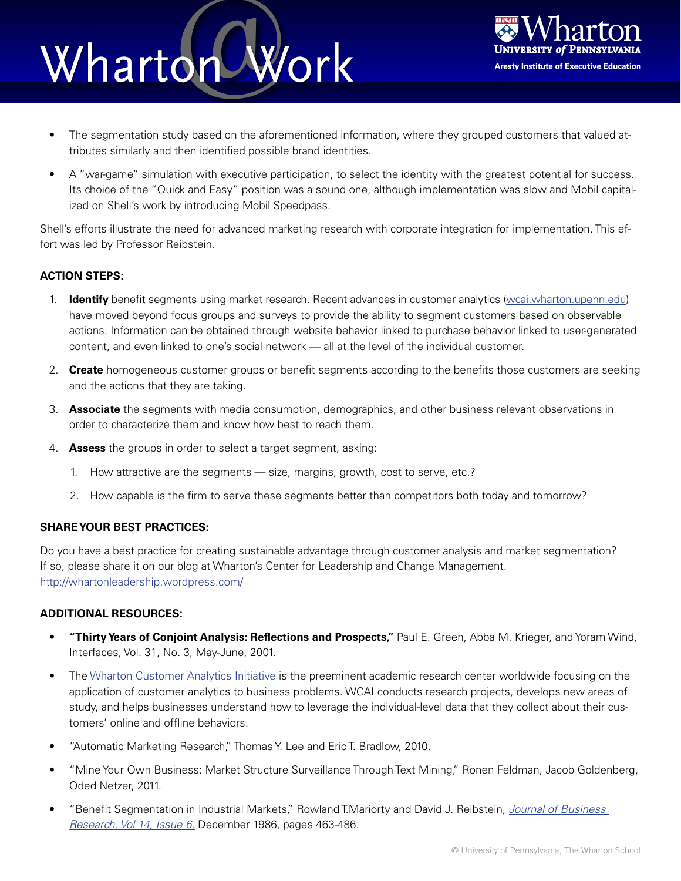- The segmentation study based on the aforementioned information, where they grouped customers that valued attributes similarly and then identified possible brand identities.
- A "war-game" simulation with executive participation, to select the identity with the greatest potential for success. Its choice of the "Quick and Easy" position was a sound one, although implementation was slow and Mobil capitalized on Shell's work by introducing Mobil Speedpass.

Shell's efforts illustrate the need for advanced marketing research with corporate integration for implementation. This effort was led by Professor Reibstein.

**ACTION STEPS:**

1. **Identify** benefit segments using market research. Recent advances in customer analytics ([wcai.wharton.upenn.edu](wcai.wharton.upenn.edu)) have moved beyond focus groups and surveys to provide the ability to segment customers based on observable actions. Information can be obtained through website behavior linked to purchase behavior linked to user-generated content, and even linked to one's social network — all at the level of the individual customer.
2. **Create** homogeneous customer groups or benefit segments according to the benefits those customers are seeking and the actions that they are taking.
3. **Associate** the segments with media consumption, demographics, and other business relevant observations in order to characterize them and know how best to reach them.
4. **Assess** the groups in order to select a target segment, asking:
    1. How attractive are the segments — size, margins, growth, cost to serve, etc.?
    2. How capable is the firm to serve these segments better than competitors both today and tomorrow?

**SHARE YOUR BEST PRACTICES:**

Do you have a best practice for creating sustainable advantage through customer analysis and market segmentation? If so, please share it on our blog at Wharton's Center for Leadership and Change Management.
http://whartonleadership.wordpress.com/

**ADDITIONAL RESOURCES:**

- **"Thirty Years of Conjoint Analysis: Reflections and Prospects,"** Paul E. Green, Abba M. Krieger, and Yoram Wind, Interfaces, Vol. 31, No. 3, May-June, 2001.
- The Wharton Customer Analytics Initiative is the preeminent academic research center worldwide focusing on the application of customer analytics to business problems. WCAI conducts research projects, develops new areas of study, and helps businesses understand how to leverage the individual-level data that they collect about their customers' online and offline behaviors.
- "Automatic Marketing Research," Thomas Y. Lee and Eric T. Bradlow, 2010.
- "Mine Your Own Business: Market Structure Surveillance Through Text Mining," Ronen Feldman, Jacob Goldenberg, Oded Netzer, 2011.
- "Benefit Segmentation in Industrial Markets," Rowland T.Mariorty and David J. Reibstein, *Journal of Business Research, Vol 14, Issue 6,* December 1986, pages 463-486.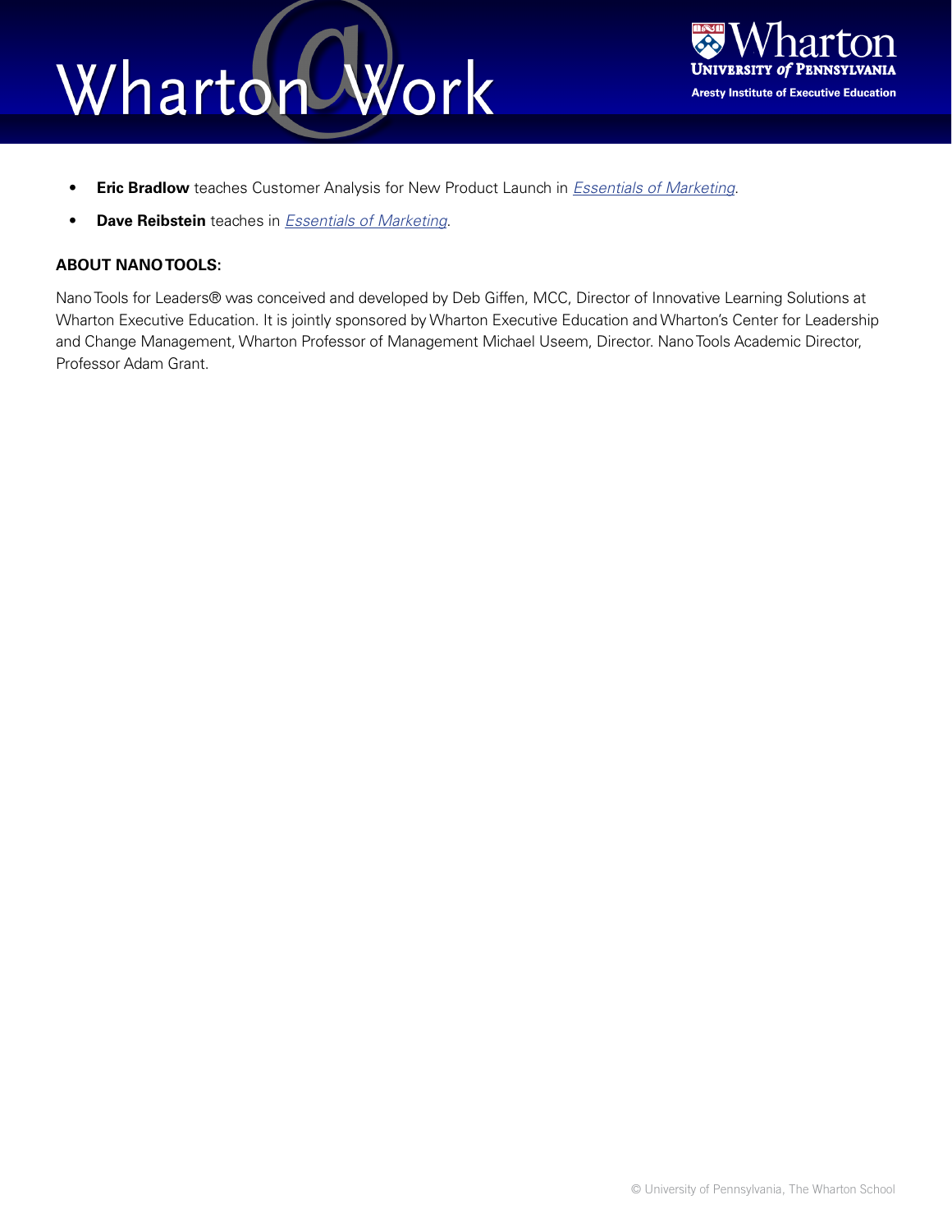- **Eric Bradlow** teaches Customer Analysis for New Product Launch in *Essentials of Marketing*.
- **Dave Reibstein** teaches in *Essentials of Marketing*.

**ABOUT NANO TOOLS:**

Nano Tools for Leaders® was conceived and developed by Deb Giffen, MCC, Director of Innovative Learning Solutions at Wharton Executive Education. It is jointly sponsored by Wharton Executive Education and Wharton's Center for Leadership and Change Management, Wharton Professor of Management Michael Useem, Director. Nano Tools Academic Director, Professor Adam Grant.